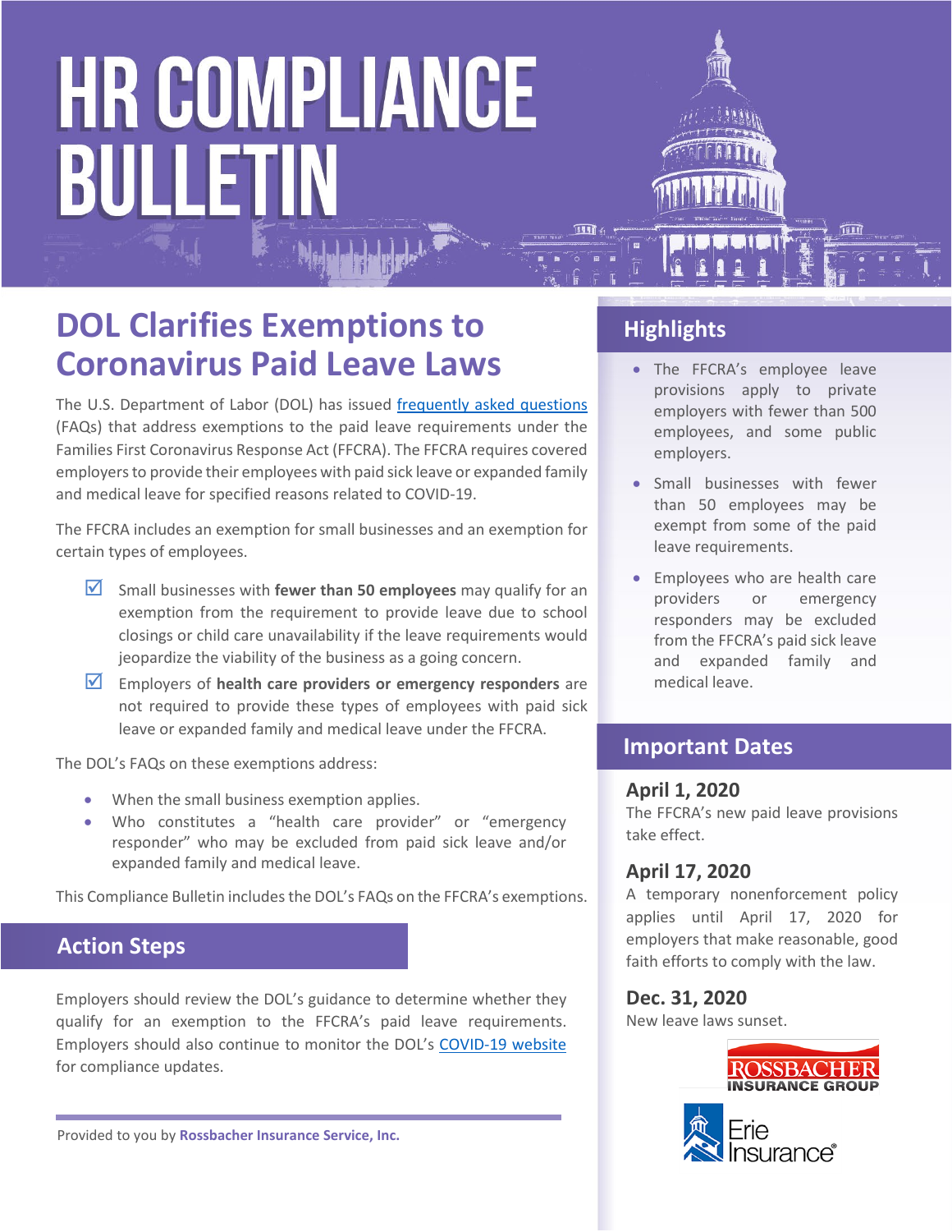# HR COMPLIANCE BULLETIN

## DOL Clarifies Exemptions to Coronavirus Paid Leave Laws

The U.S. Department of Labor (DOL) has issued frequently asked questions (FAQs) that address exemptions to the paid leave requirements under the Families First Coronavirus Response Act (FFCRA). The FFCRA requires covered employers to provide their employees with paid sick leave or expanded family and medical leave for specified reasons related to COVID-19.

The FFCRA includes an exemption for small businesses and an exemption for certain types of employees.

- ☑ Small businesses with **fewer than 50 employees** may qualify for an exemption from the requirement to provide leave due to school closings or child care unavailability if the leave requirements would jeopardize the viability of the business as a going concern.
- ☑ Employers of **health care providers or emergency responders** are not required to provide these types of employees with paid sick leave or expanded family and medical leave under the FFCRA.

The DOL's FAQs on these exemptions address:

- When the small business exemption applies.
- Who constitutes a "health care provider" or "emergency responder" who may be excluded from paid sick leave and/or expanded family and medical leave.

This Compliance Bulletin includes the DOL's FAQs on the FFCRA's exemptions.

## Action Steps

Employers should review the DOL's guidance to determine whether they qualify for an exemption to the FFCRA's paid leave requirements. Employers should also continue to monitor the DOL's COVID-19 website for compliance updates.

Provided to you by **Rossbacher Insurance Service, Inc.**

## Highlights

- The FFCRA's employee leave provisions apply to private employers with fewer than 500 employees, and some public employers.
- Small businesses with fewer than 50 employees may be exempt from some of the paid leave requirements.
- Employees who are health care providers or emergency responders may be excluded from the FFCRA's paid sick leave and expanded family and medical leave.

## Important Dates

### April 1, 2020

The FFCRA's new paid leave provisions take effect.

### April 17, 2020

A temporary nonenforcement policy applies until April 17, 2020 for employers that make reasonable, good faith efforts to comply with the law.

### Dec. 31, 2020

New leave laws sunset.

ROSSBACHER INSURANCE GROUP

Erie Insurance®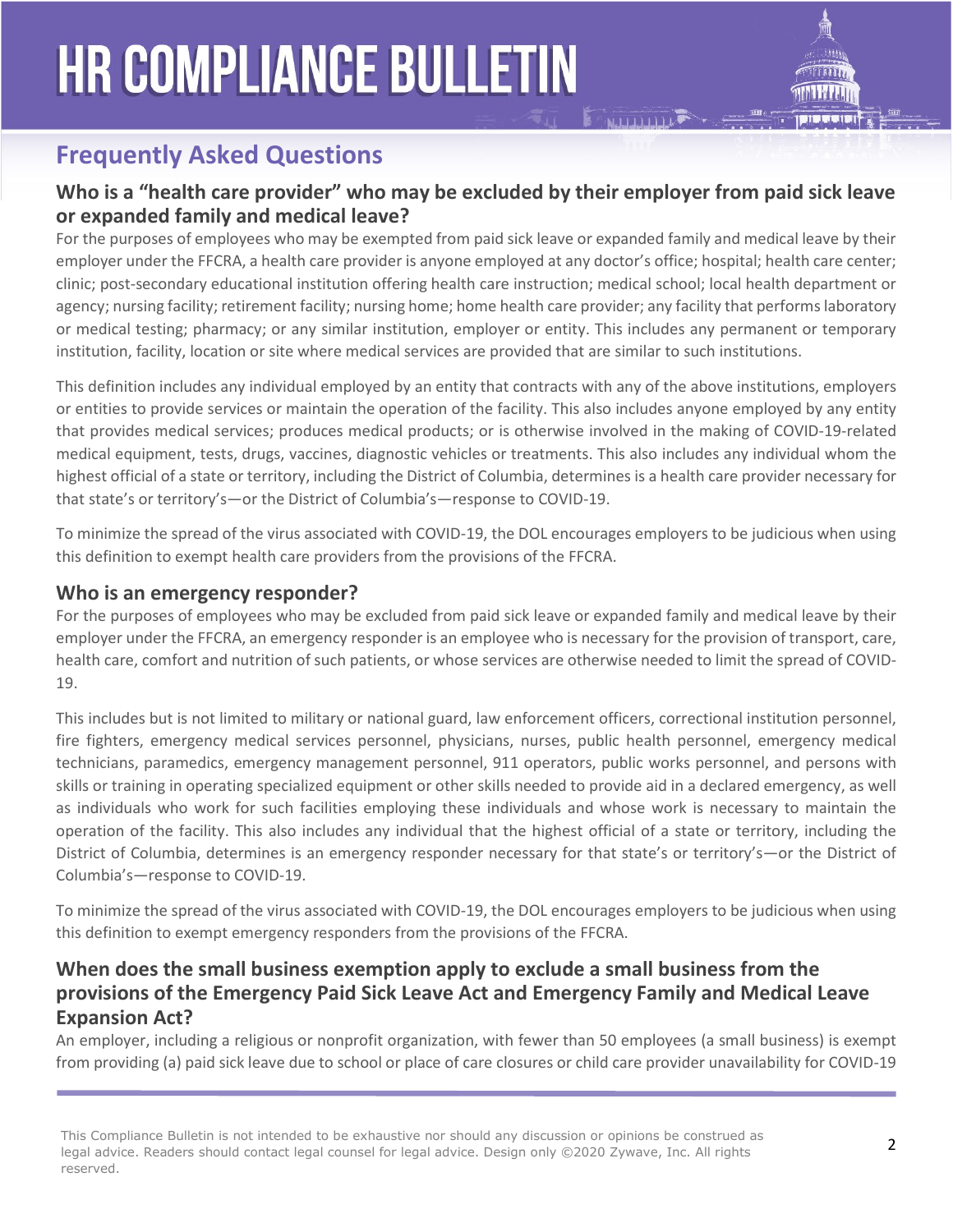## Frequently Asked Questions

### Who is a "health care provider" who may be excluded by their employer from paid sick leave or expanded family and medical leave?

For the purposes of employees who may be exempted from paid sick leave or expanded family and medical leave by their employer under the FFCRA, a health care provider is anyone employed at any doctor's office; hospital; health care center; clinic; post-secondary educational institution offering health care instruction; medical school; local health department or agency; nursing facility; retirement facility; nursing home; home health care provider; any facility that performs laboratory or medical testing; pharmacy; or any similar institution, employer or entity. This includes any permanent or temporary institution, facility, location or site where medical services are provided that are similar to such institutions.

This definition includes any individual employed by an entity that contracts with any of the above institutions, employers or entities to provide services or maintain the operation of the facility. This also includes anyone employed by any entity that provides medical services; produces medical products; or is otherwise involved in the making of COVID-19-related medical equipment, tests, drugs, vaccines, diagnostic vehicles or treatments. This also includes any individual whom the highest official of a state or territory, including the District of Columbia, determines is a health care provider necessary for that state's or territory's—or the District of Columbia's—response to COVID-19.

To minimize the spread of the virus associated with COVID-19, the DOL encourages employers to be judicious when using this definition to exempt health care providers from the provisions of the FFCRA.

### Who is an emergency responder?

For the purposes of employees who may be excluded from paid sick leave or expanded family and medical leave by their employer under the FFCRA, an emergency responder is an employee who is necessary for the provision of transport, care, health care, comfort and nutrition of such patients, or whose services are otherwise needed to limit the spread of COVID-19.

This includes but is not limited to military or national guard, law enforcement officers, correctional institution personnel, fire fighters, emergency medical services personnel, physicians, nurses, public health personnel, emergency medical technicians, paramedics, emergency management personnel, 911 operators, public works personnel, and persons with skills or training in operating specialized equipment or other skills needed to provide aid in a declared emergency, as well as individuals who work for such facilities employing these individuals and whose work is necessary to maintain the operation of the facility. This also includes any individual that the highest official of a state or territory, including the District of Columbia, determines is an emergency responder necessary for that state's or territory's—or the District of Columbia's—response to COVID-19.

To minimize the spread of the virus associated with COVID-19, the DOL encourages employers to be judicious when using this definition to exempt emergency responders from the provisions of the FFCRA.

### When does the small business exemption apply to exclude a small business from the provisions of the Emergency Paid Sick Leave Act and Emergency Family and Medical Leave Expansion Act?

An employer, including a religious or nonprofit organization, with fewer than 50 employees (a small business) is exempt from providing (a) paid sick leave due to school or place of care closures or child care provider unavailability for COVID-19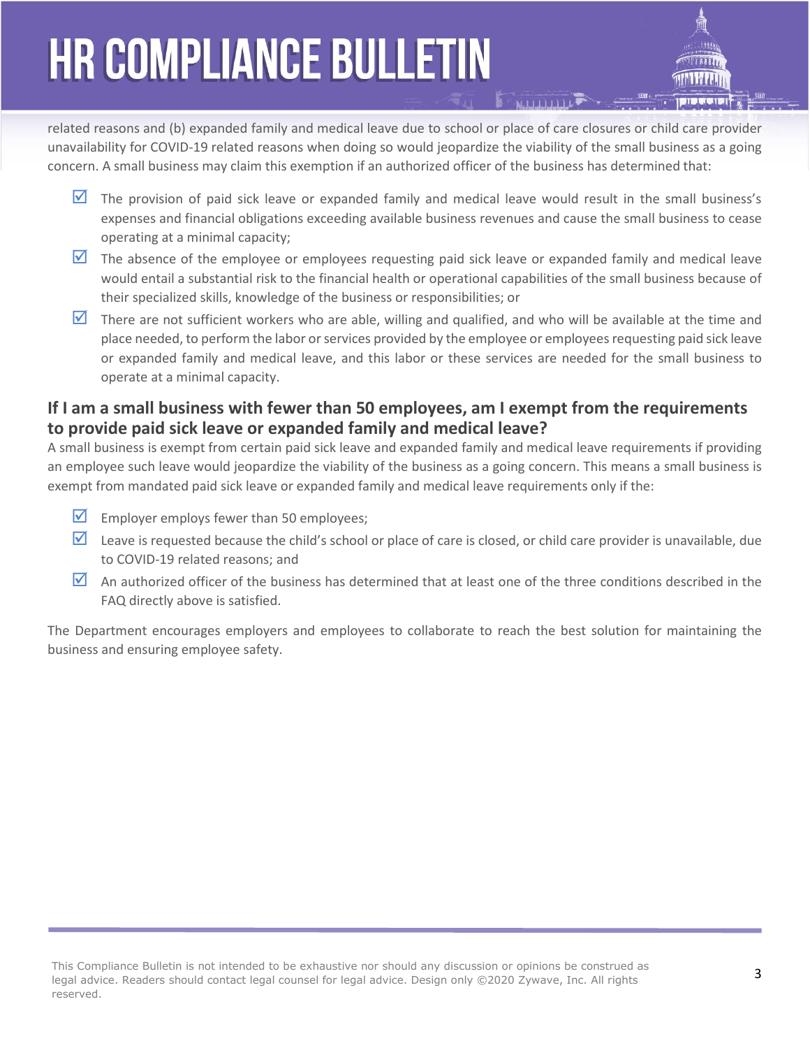related reasons and (b) expanded family and medical leave due to school or place of care closures or child care provider unavailability for COVID-19 related reasons when doing so would jeopardize the viability of the small business as a going concern. A small business may claim this exemption if an authorized officer of the business has determined that:

- ☑ The provision of paid sick leave or expanded family and medical leave would result in the small business's expenses and financial obligations exceeding available business revenues and cause the small business to cease operating at a minimal capacity;
- ☑ The absence of the employee or employees requesting paid sick leave or expanded family and medical leave would entail a substantial risk to the financial health or operational capabilities of the small business because of their specialized skills, knowledge of the business or responsibilities; or
- ☑ There are not sufficient workers who are able, willing and qualified, and who will be available at the time and place needed, to perform the labor or services provided by the employee or employees requesting paid sick leave or expanded family and medical leave, and this labor or these services are needed for the small business to operate at a minimal capacity.

## If I am a small business with fewer than 50 employees, am I exempt from the requirements to provide paid sick leave or expanded family and medical leave?

A small business is exempt from certain paid sick leave and expanded family and medical leave requirements if providing an employee such leave would jeopardize the viability of the business as a going concern. This means a small business is exempt from mandated paid sick leave or expanded family and medical leave requirements only if the:

- ☑ Employer employs fewer than 50 employees;
- ☑ Leave is requested because the child's school or place of care is closed, or child care provider is unavailable, due to COVID-19 related reasons; and
- ☑ An authorized officer of the business has determined that at least one of the three conditions described in the FAQ directly above is satisfied.

The Department encourages employers and employees to collaborate to reach the best solution for maintaining the business and ensuring employee safety.

This Compliance Bulletin is not intended to be exhaustive nor should any discussion or opinions be construed as legal advice. Readers should contact legal counsel for legal advice. Design only ©2020 Zywave, Inc. All rights reserved.